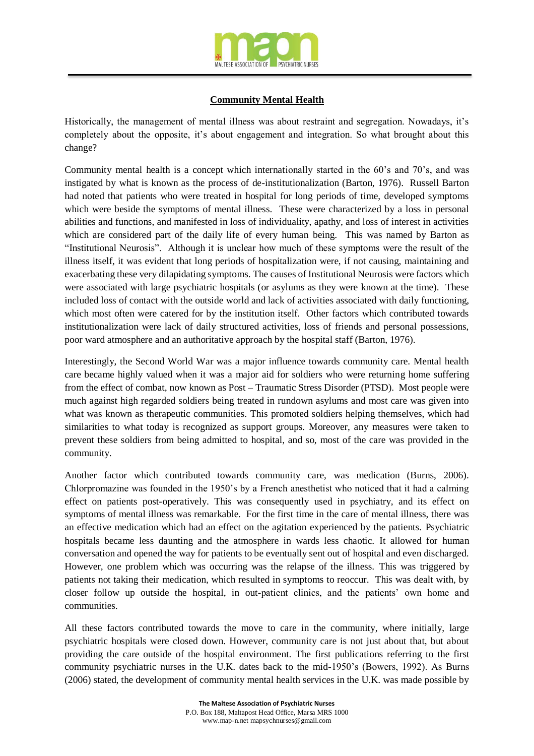## **Community Mental Health**

Historically, the management of mental illness was about restraint and segregation. Nowadays, it's completely about the opposite, it's about engagement and integration. So what brought about this change?

Community mental health is a concept which internationally started in the 60's and 70's, and was instigated by what is known as the process of de-institutionalization (Barton, 1976). Russell Barton had noted that patients who were treated in hospital for long periods of time, developed symptoms which were beside the symptoms of mental illness. These were characterized by a loss in personal abilities and functions, and manifested in loss of individuality, apathy, and loss of interest in activities which are considered part of the daily life of every human being. This was named by Barton as "Institutional Neurosis". Although it is unclear how much of these symptoms were the result of the illness itself, it was evident that long periods of hospitalization were, if not causing, maintaining and exacerbating these very dilapidating symptoms. The causes of Institutional Neurosis were factors which were associated with large psychiatric hospitals (or asylums as they were known at the time). These included loss of contact with the outside world and lack of activities associated with daily functioning, which most often were catered for by the institution itself. Other factors which contributed towards institutionalization were lack of daily structured activities, loss of friends and personal possessions, poor ward atmosphere and an authoritative approach by the hospital staff (Barton, 1976).

Interestingly, the Second World War was a major influence towards community care. Mental health care became highly valued when it was a major aid for soldiers who were returning home suffering from the effect of combat, now known as Post – Traumatic Stress Disorder (PTSD). Most people were much against high regarded soldiers being treated in rundown asylums and most care was given into what was known as therapeutic communities. This promoted soldiers helping themselves, which had similarities to what today is recognized as support groups. Moreover, any measures were taken to prevent these soldiers from being admitted to hospital, and so, most of the care was provided in the community.

Another factor which contributed towards community care, was medication (Burns, 2006). Chlorpromazine was founded in the 1950's by a French anesthetist who noticed that it had a calming effect on patients post-operatively. This was consequently used in psychiatry, and its effect on symptoms of mental illness was remarkable. For the first time in the care of mental illness, there was an effective medication which had an effect on the agitation experienced by the patients. Psychiatric hospitals became less daunting and the atmosphere in wards less chaotic. It allowed for human conversation and opened the way for patients to be eventually sent out of hospital and even discharged. However, one problem which was occurring was the relapse of the illness. This was triggered by patients not taking their medication, which resulted in symptoms to reoccur. This was dealt with, by closer follow up outside the hospital, in out-patient clinics, and the patients' own home and communities.

All these factors contributed towards the move to care in the community, where initially, large psychiatric hospitals were closed down. However, community care is not just about that, but about providing the care outside of the hospital environment. The first publications referring to the first community psychiatric nurses in the U.K. dates back to the mid-1950's (Bowers, 1992). As Burns (2006) stated, the development of community mental health services in the U.K. was made possible by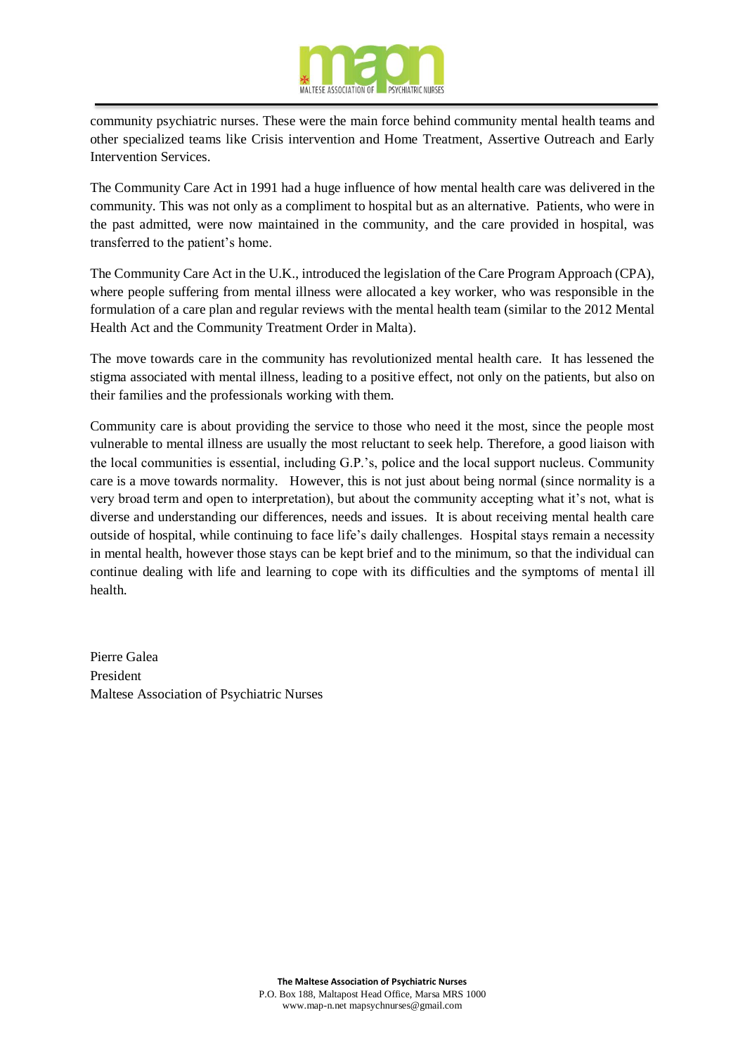community psychiatric nurses. These were the main force behind community mental health teams and other specialized teams like Crisis intervention and Home Treatment, Assertive Outreach and Early Intervention Services.

The Community Care Act in 1991 had a huge influence of how mental health care was delivered in the community. This was not only as a compliment to hospital but as an alternative. Patients, who were in the past admitted, were now maintained in the community, and the care provided in hospital, was transferred to the patient's home.

The Community Care Act in the U.K., introduced the legislation of the Care Program Approach (CPA), where people suffering from mental illness were allocated a key worker, who was responsible in the formulation of a care plan and regular reviews with the mental health team (similar to the 2012 Mental Health Act and the Community Treatment Order in Malta).

The move towards care in the community has revolutionized mental health care. It has lessened the stigma associated with mental illness, leading to a positive effect, not only on the patients, but also on their families and the professionals working with them.

Community care is about providing the service to those who need it the most, since the people most vulnerable to mental illness are usually the most reluctant to seek help. Therefore, a good liaison with the local communities is essential, including G.P.'s, police and the local support nucleus. Community care is a move towards normality. However, this is not just about being normal (since normality is a very broad term and open to interpretation), but about the community accepting what it's not, what is diverse and understanding our differences, needs and issues. It is about receiving mental health care outside of hospital, while continuing to face life's daily challenges. Hospital stays remain a necessity in mental health, however those stays can be kept brief and to the minimum, so that the individual can continue dealing with life and learning to cope with its difficulties and the symptoms of mental ill health.

Pierre Galea
President
Maltese Association of Psychiatric Nurses